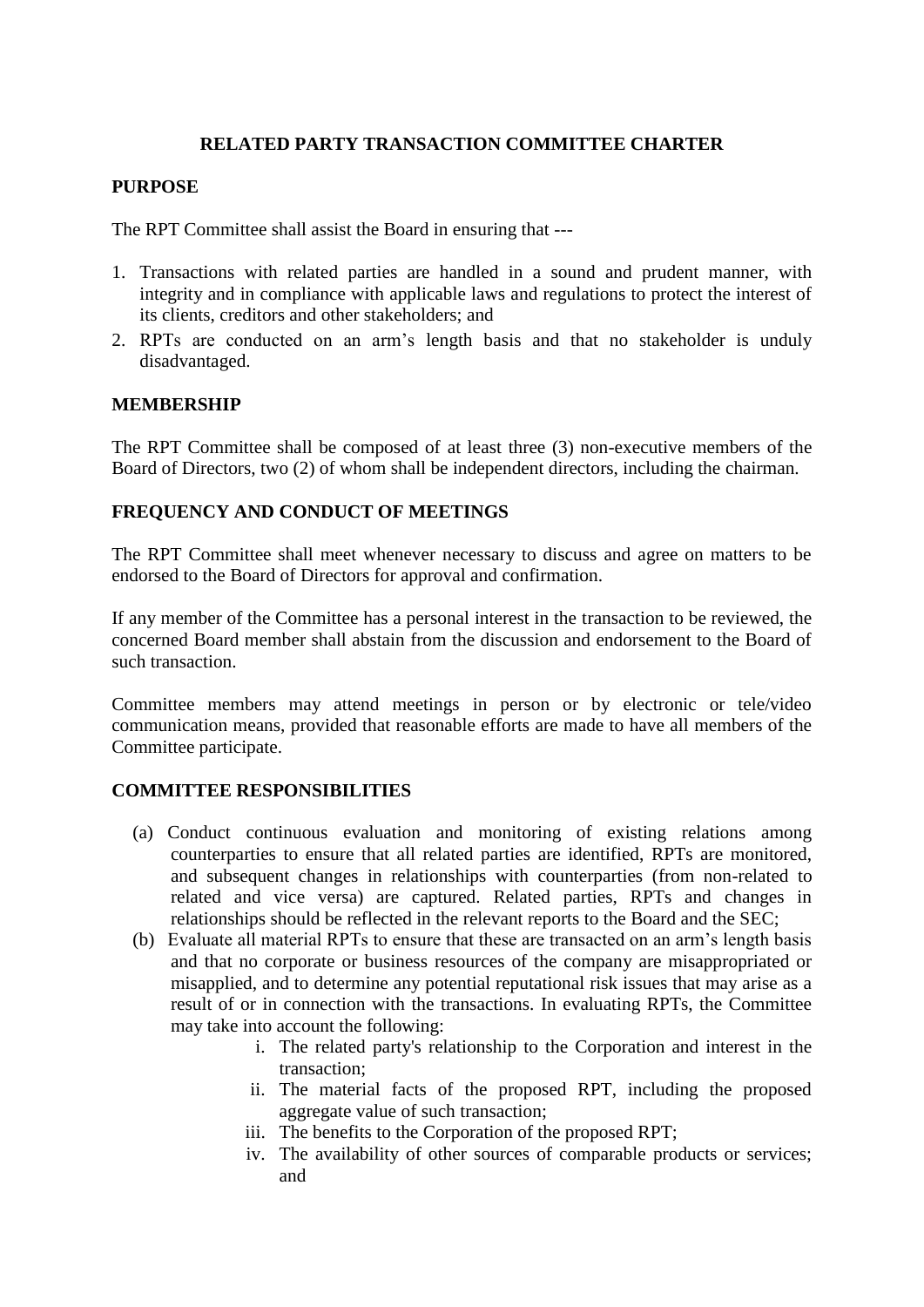# RELATED PARTY TRANSACTION COMMITTEE CHARTER

## PURPOSE

The RPT Committee shall assist the Board in ensuring that ---

1. Transactions with related parties are handled in a sound and prudent manner, with integrity and in compliance with applicable laws and regulations to protect the interest of its clients, creditors and other stakeholders; and
2. RPTs are conducted on an arm's length basis and that no stakeholder is unduly disadvantaged.

## MEMBERSHIP

The RPT Committee shall be composed of at least three (3) non-executive members of the Board of Directors, two (2) of whom shall be independent directors, including the chairman.

## FREQUENCY AND CONDUCT OF MEETINGS

The RPT Committee shall meet whenever necessary to discuss and agree on matters to be endorsed to the Board of Directors for approval and confirmation.

If any member of the Committee has a personal interest in the transaction to be reviewed, the concerned Board member shall abstain from the discussion and endorsement to the Board of such transaction.

Committee members may attend meetings in person or by electronic or tele/video communication means, provided that reasonable efforts are made to have all members of the Committee participate.

## COMMITTEE RESPONSIBILITIES

(a) Conduct continuous evaluation and monitoring of existing relations among counterparties to ensure that all related parties are identified, RPTs are monitored, and subsequent changes in relationships with counterparties (from non-related to related and vice versa) are captured. Related parties, RPTs and changes in relationships should be reflected in the relevant reports to the Board and the SEC;

(b) Evaluate all material RPTs to ensure that these are transacted on an arm's length basis and that no corporate or business resources of the company are misappropriated or misapplied, and to determine any potential reputational risk issues that may arise as a result of or in connection with the transactions. In evaluating RPTs, the Committee may take into account the following:

   i. The related party's relationship to the Corporation and interest in the transaction;
   ii. The material facts of the proposed RPT, including the proposed aggregate value of such transaction;
   iii. The benefits to the Corporation of the proposed RPT;
   iv. The availability of other sources of comparable products or services; and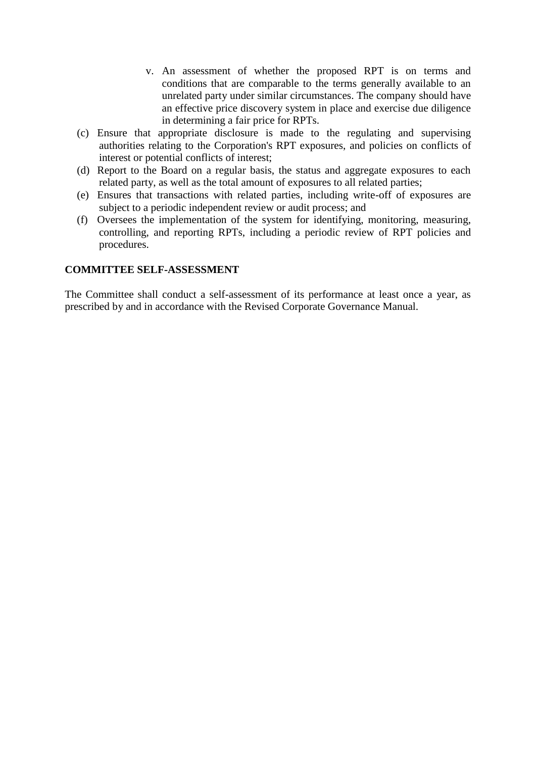v. An assessment of whether the proposed RPT is on terms and conditions that are comparable to the terms generally available to an unrelated party under similar circumstances. The company should have an effective price discovery system in place and exercise due diligence in determining a fair price for RPTs.

(c) Ensure that appropriate disclosure is made to the regulating and supervising authorities relating to the Corporation's RPT exposures, and policies on conflicts of interest or potential conflicts of interest;

(d) Report to the Board on a regular basis, the status and aggregate exposures to each related party, as well as the total amount of exposures to all related parties;

(e) Ensures that transactions with related parties, including write-off of exposures are subject to a periodic independent review or audit process; and

(f) Oversees the implementation of the system for identifying, monitoring, measuring, controlling, and reporting RPTs, including a periodic review of RPT policies and procedures.

**COMMITTEE SELF-ASSESSMENT**

The Committee shall conduct a self-assessment of its performance at least once a year, as prescribed by and in accordance with the Revised Corporate Governance Manual.